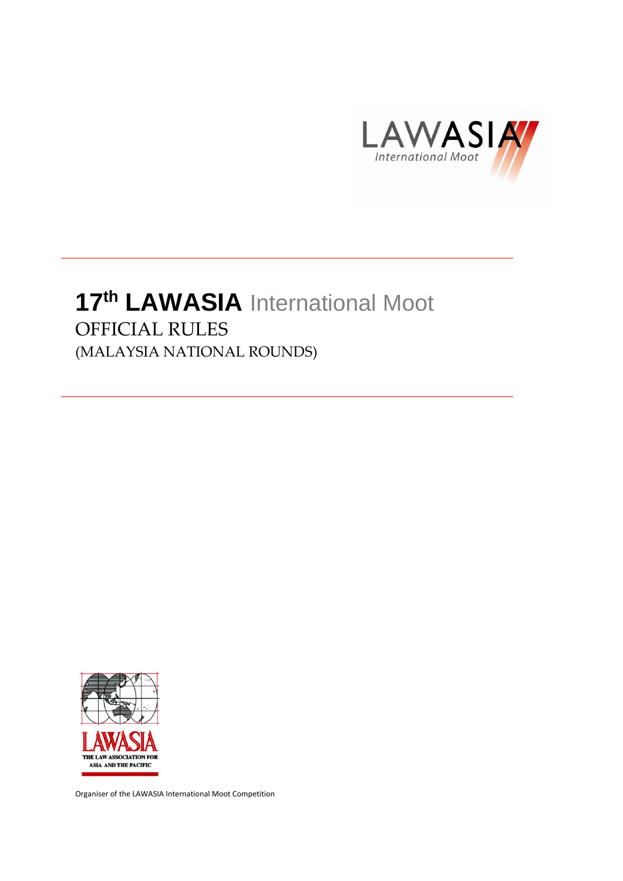# 17th LAWASIA International Moot

## OFFICIAL RULES

(MALAYSIA NATIONAL ROUNDS)

Organiser of the LAWASIA International Moot Competition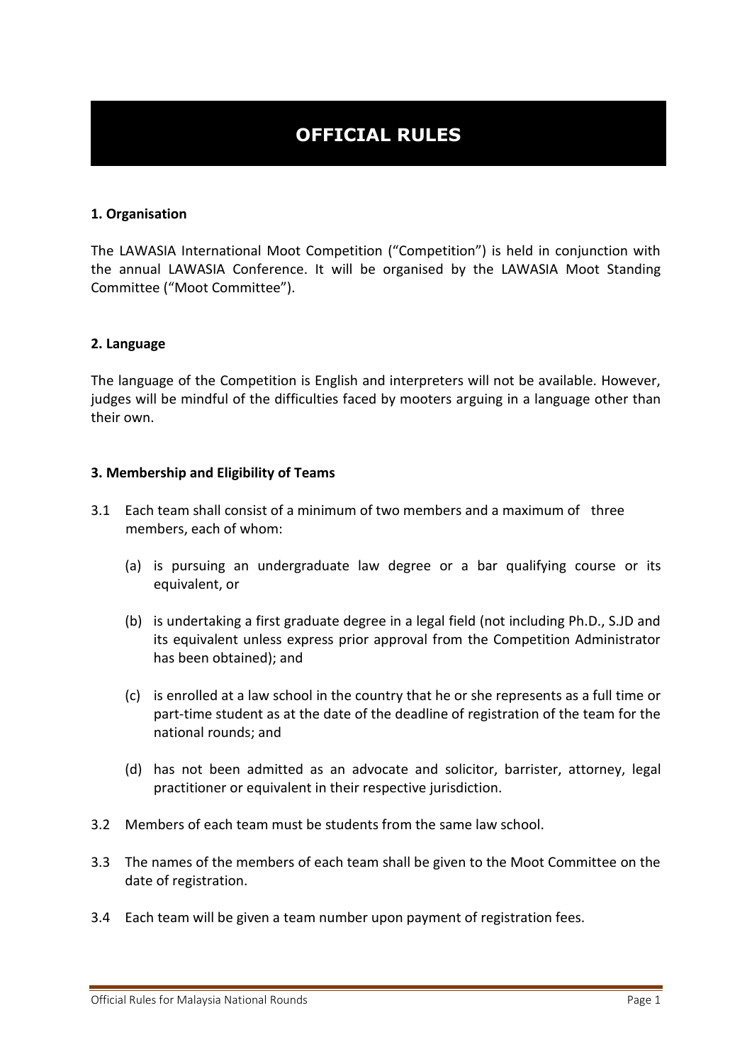# OFFICIAL RULES

## 1. Organisation

The LAWASIA International Moot Competition ("Competition") is held in conjunction with the annual LAWASIA Conference. It will be organised by the LAWASIA Moot Standing Committee ("Moot Committee").

## 2. Language

The language of the Competition is English and interpreters will not be available. However, judges will be mindful of the difficulties faced by mooters arguing in a language other than their own.

## 3. Membership and Eligibility of Teams

3.1 Each team shall consist of a minimum of two members and a maximum of three members, each of whom:

(a) is pursuing an undergraduate law degree or a bar qualifying course or its equivalent, or

(b) is undertaking a first graduate degree in a legal field (not including Ph.D., S.JD and its equivalent unless express prior approval from the Competition Administrator has been obtained); and

(c) is enrolled at a law school in the country that he or she represents as a full time or part-time student as at the date of the deadline of registration of the team for the national rounds; and

(d) has not been admitted as an advocate and solicitor, barrister, attorney, legal practitioner or equivalent in their respective jurisdiction.

3.2 Members of each team must be students from the same law school.

3.3 The names of the members of each team shall be given to the Moot Committee on the date of registration.

3.4 Each team will be given a team number upon payment of registration fees.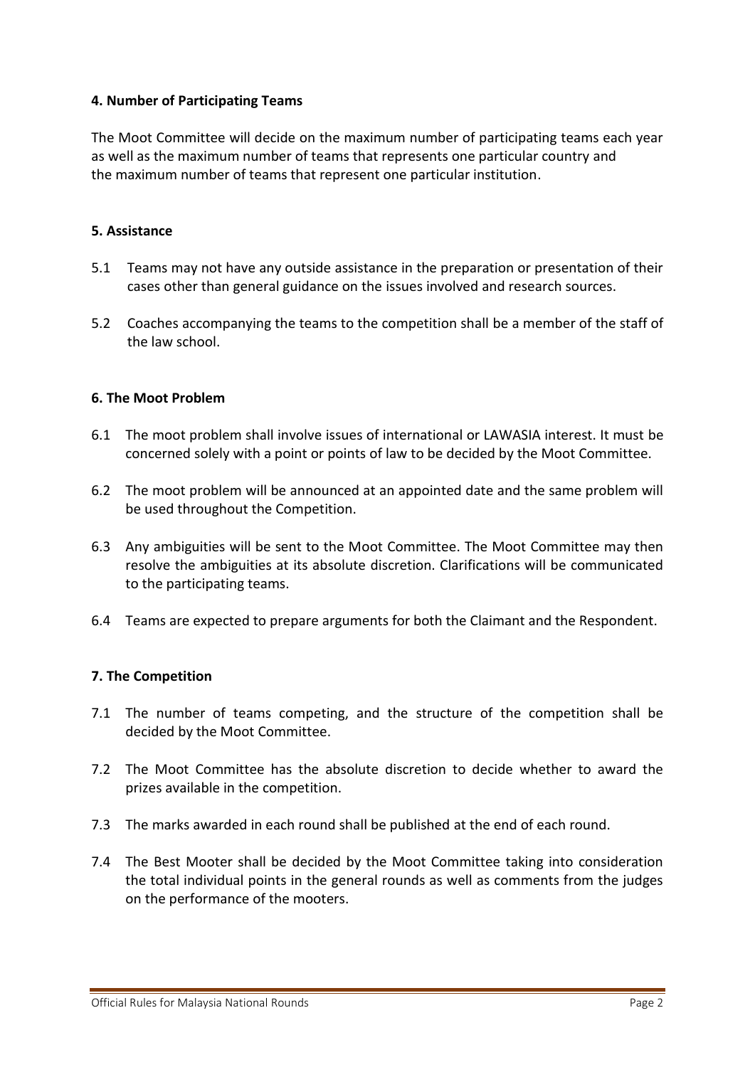**4. Number of Participating Teams**

The Moot Committee will decide on the maximum number of participating teams each year as well as the maximum number of teams that represents one particular country and the maximum number of teams that represent one particular institution.

**5. Assistance**

5.1 Teams may not have any outside assistance in the preparation or presentation of their cases other than general guidance on the issues involved and research sources.

5.2 Coaches accompanying the teams to the competition shall be a member of the staff of the law school.

**6. The Moot Problem**

6.1 The moot problem shall involve issues of international or LAWASIA interest. It must be concerned solely with a point or points of law to be decided by the Moot Committee.

6.2 The moot problem will be announced at an appointed date and the same problem will be used throughout the Competition.

6.3 Any ambiguities will be sent to the Moot Committee. The Moot Committee may then resolve the ambiguities at its absolute discretion. Clarifications will be communicated to the participating teams.

6.4 Teams are expected to prepare arguments for both the Claimant and the Respondent.

**7. The Competition**

7.1 The number of teams competing, and the structure of the competition shall be decided by the Moot Committee.

7.2 The Moot Committee has the absolute discretion to decide whether to award the prizes available in the competition.

7.3 The marks awarded in each round shall be published at the end of each round.

7.4 The Best Mooter shall be decided by the Moot Committee taking into consideration the total individual points in the general rounds as well as comments from the judges on the performance of the mooters.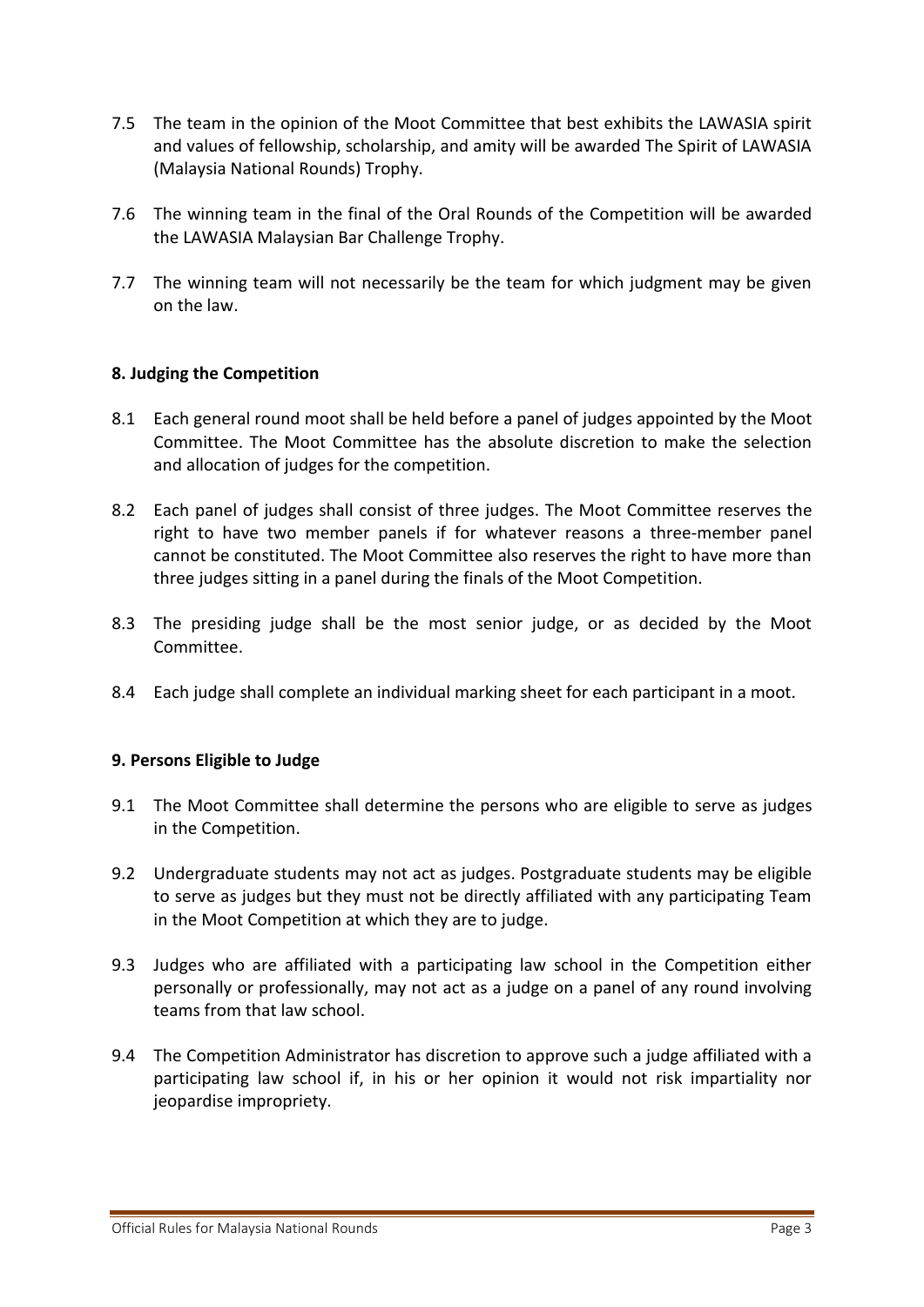7.5 The team in the opinion of the Moot Committee that best exhibits the LAWASIA spirit and values of fellowship, scholarship, and amity will be awarded The Spirit of LAWASIA (Malaysia National Rounds) Trophy.

7.6 The winning team in the final of the Oral Rounds of the Competition will be awarded the LAWASIA Malaysian Bar Challenge Trophy.

7.7 The winning team will not necessarily be the team for which judgment may be given on the law.

**8. Judging the Competition**

8.1 Each general round moot shall be held before a panel of judges appointed by the Moot Committee. The Moot Committee has the absolute discretion to make the selection and allocation of judges for the competition.

8.2 Each panel of judges shall consist of three judges. The Moot Committee reserves the right to have two member panels if for whatever reasons a three-member panel cannot be constituted. The Moot Committee also reserves the right to have more than three judges sitting in a panel during the finals of the Moot Competition.

8.3 The presiding judge shall be the most senior judge, or as decided by the Moot Committee.

8.4 Each judge shall complete an individual marking sheet for each participant in a moot.

**9. Persons Eligible to Judge**

9.1 The Moot Committee shall determine the persons who are eligible to serve as judges in the Competition.

9.2 Undergraduate students may not act as judges. Postgraduate students may be eligible to serve as judges but they must not be directly affiliated with any participating Team in the Moot Competition at which they are to judge.

9.3 Judges who are affiliated with a participating law school in the Competition either personally or professionally, may not act as a judge on a panel of any round involving teams from that law school.

9.4 The Competition Administrator has discretion to approve such a judge affiliated with a participating law school if, in his or her opinion it would not risk impartiality nor jeopardise impropriety.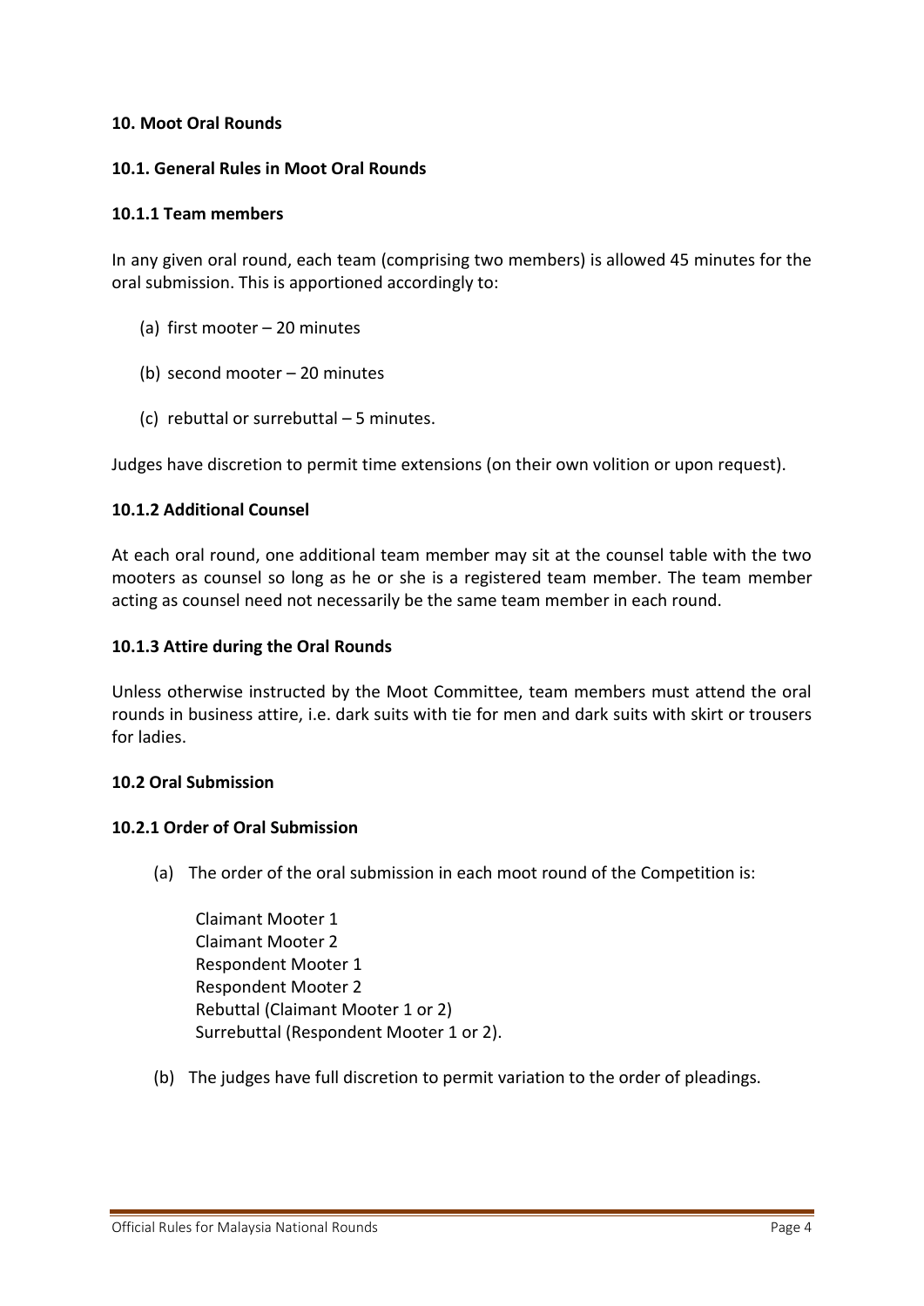## 10. Moot Oral Rounds

### 10.1. General Rules in Moot Oral Rounds

#### 10.1.1 Team members

In any given oral round, each team (comprising two members) is allowed 45 minutes for the oral submission. This is apportioned accordingly to:

(a) first mooter – 20 minutes

(b) second mooter – 20 minutes

(c) rebuttal or surrebuttal – 5 minutes.

Judges have discretion to permit time extensions (on their own volition or upon request).

#### 10.1.2 Additional Counsel

At each oral round, one additional team member may sit at the counsel table with the two mooters as counsel so long as he or she is a registered team member. The team member acting as counsel need not necessarily be the same team member in each round.

#### 10.1.3 Attire during the Oral Rounds

Unless otherwise instructed by the Moot Committee, team members must attend the oral rounds in business attire, i.e. dark suits with tie for men and dark suits with skirt or trousers for ladies.

### 10.2 Oral Submission

#### 10.2.1 Order of Oral Submission

(a) The order of the oral submission in each moot round of the Competition is:

Claimant Mooter 1
Claimant Mooter 2
Respondent Mooter 1
Respondent Mooter 2
Rebuttal (Claimant Mooter 1 or 2)
Surrebuttal (Respondent Mooter 1 or 2).

(b) The judges have full discretion to permit variation to the order of pleadings.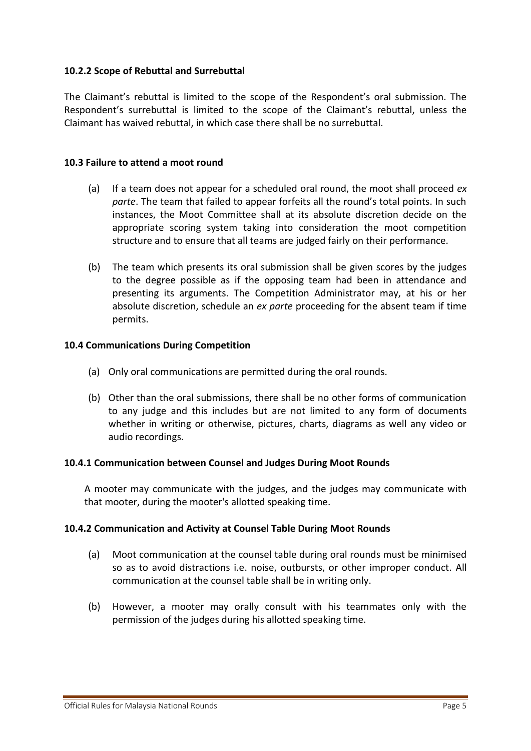### 10.2.2 Scope of Rebuttal and Surrebuttal

The Claimant's rebuttal is limited to the scope of the Respondent's oral submission. The Respondent's surrebuttal is limited to the scope of the Claimant's rebuttal, unless the Claimant has waived rebuttal, in which case there shall be no surrebuttal.

### 10.3 Failure to attend a moot round

(a) If a team does not appear for a scheduled oral round, the moot shall proceed *ex parte*. The team that failed to appear forfeits all the round's total points. In such instances, the Moot Committee shall at its absolute discretion decide on the appropriate scoring system taking into consideration the moot competition structure and to ensure that all teams are judged fairly on their performance.

(b) The team which presents its oral submission shall be given scores by the judges to the degree possible as if the opposing team had been in attendance and presenting its arguments. The Competition Administrator may, at his or her absolute discretion, schedule an *ex parte* proceeding for the absent team if time permits.

### 10.4 Communications During Competition

(a) Only oral communications are permitted during the oral rounds.

(b) Other than the oral submissions, there shall be no other forms of communication to any judge and this includes but are not limited to any form of documents whether in writing or otherwise, pictures, charts, diagrams as well any video or audio recordings.

### 10.4.1 Communication between Counsel and Judges During Moot Rounds

A mooter may communicate with the judges, and the judges may communicate with that mooter, during the mooter's allotted speaking time.

### 10.4.2 Communication and Activity at Counsel Table During Moot Rounds

(a) Moot communication at the counsel table during oral rounds must be minimised so as to avoid distractions i.e. noise, outbursts, or other improper conduct. All communication at the counsel table shall be in writing only.

(b) However, a mooter may orally consult with his teammates only with the permission of the judges during his allotted speaking time.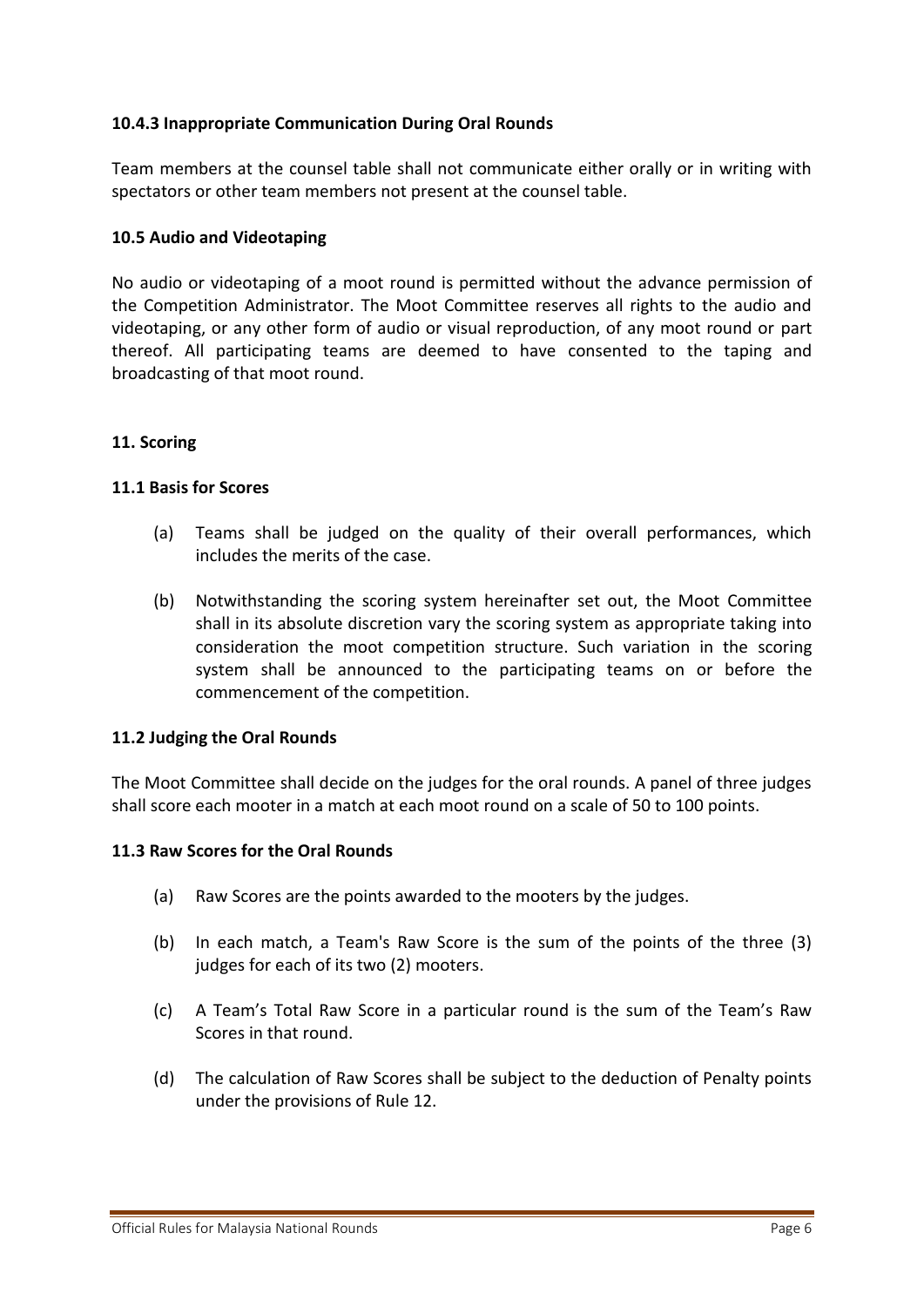#### 10.4.3 Inappropriate Communication During Oral Rounds

Team members at the counsel table shall not communicate either orally or in writing with spectators or other team members not present at the counsel table.

### 10.5 Audio and Videotaping

No audio or videotaping of a moot round is permitted without the advance permission of the Competition Administrator. The Moot Committee reserves all rights to the audio and videotaping, or any other form of audio or visual reproduction, of any moot round or part thereof. All participating teams are deemed to have consented to the taping and broadcasting of that moot round.

## 11. Scoring

### 11.1 Basis for Scores

(a) Teams shall be judged on the quality of their overall performances, which includes the merits of the case.

(b) Notwithstanding the scoring system hereinafter set out, the Moot Committee shall in its absolute discretion vary the scoring system as appropriate taking into consideration the moot competition structure. Such variation in the scoring system shall be announced to the participating teams on or before the commencement of the competition.

### 11.2 Judging the Oral Rounds

The Moot Committee shall decide on the judges for the oral rounds. A panel of three judges shall score each mooter in a match at each moot round on a scale of 50 to 100 points.

### 11.3 Raw Scores for the Oral Rounds

(a) Raw Scores are the points awarded to the mooters by the judges.

(b) In each match, a Team's Raw Score is the sum of the points of the three (3) judges for each of its two (2) mooters.

(c) A Team's Total Raw Score in a particular round is the sum of the Team's Raw Scores in that round.

(d) The calculation of Raw Scores shall be subject to the deduction of Penalty points under the provisions of Rule 12.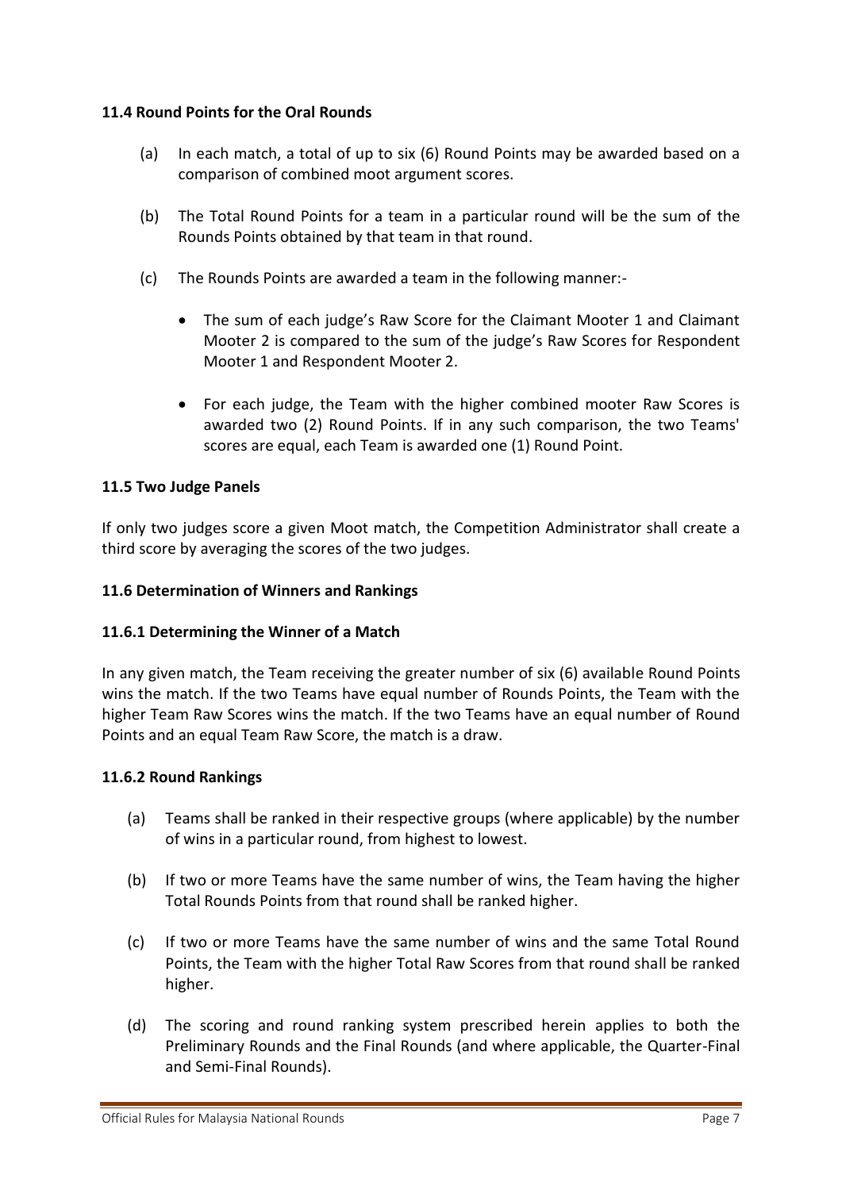### 11.4 Round Points for the Oral Rounds

(a) In each match, a total of up to six (6) Round Points may be awarded based on a comparison of combined moot argument scores.

(b) The Total Round Points for a team in a particular round will be the sum of the Rounds Points obtained by that team in that round.

(c) The Rounds Points are awarded a team in the following manner:-

- The sum of each judge's Raw Score for the Claimant Mooter 1 and Claimant Mooter 2 is compared to the sum of the judge's Raw Scores for Respondent Mooter 1 and Respondent Mooter 2.
- For each judge, the Team with the higher combined mooter Raw Scores is awarded two (2) Round Points. If in any such comparison, the two Teams' scores are equal, each Team is awarded one (1) Round Point.

### 11.5 Two Judge Panels

If only two judges score a given Moot match, the Competition Administrator shall create a third score by averaging the scores of the two judges.

### 11.6 Determination of Winners and Rankings

#### 11.6.1 Determining the Winner of a Match

In any given match, the Team receiving the greater number of six (6) available Round Points wins the match. If the two Teams have equal number of Rounds Points, the Team with the higher Team Raw Scores wins the match. If the two Teams have an equal number of Round Points and an equal Team Raw Score, the match is a draw.

#### 11.6.2 Round Rankings

(a) Teams shall be ranked in their respective groups (where applicable) by the number of wins in a particular round, from highest to lowest.

(b) If two or more Teams have the same number of wins, the Team having the higher Total Rounds Points from that round shall be ranked higher.

(c) If two or more Teams have the same number of wins and the same Total Round Points, the Team with the higher Total Raw Scores from that round shall be ranked higher.

(d) The scoring and round ranking system prescribed herein applies to both the Preliminary Rounds and the Final Rounds (and where applicable, the Quarter-Final and Semi-Final Rounds).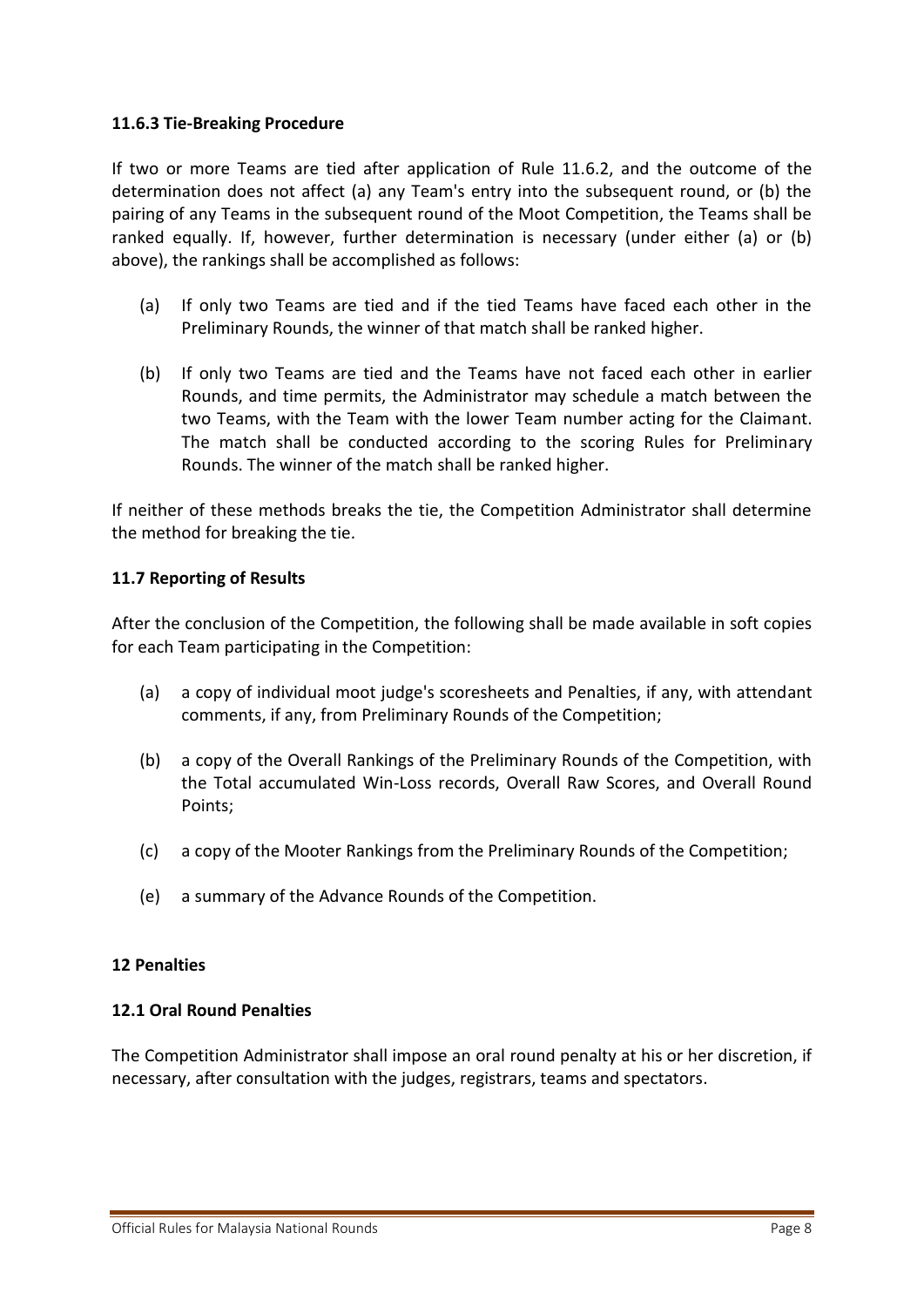### 11.6.3 Tie-Breaking Procedure

If two or more Teams are tied after application of Rule 11.6.2, and the outcome of the determination does not affect (a) any Team's entry into the subsequent round, or (b) the pairing of any Teams in the subsequent round of the Moot Competition, the Teams shall be ranked equally. If, however, further determination is necessary (under either (a) or (b) above), the rankings shall be accomplished as follows:

(a) If only two Teams are tied and if the tied Teams have faced each other in the Preliminary Rounds, the winner of that match shall be ranked higher.

(b) If only two Teams are tied and the Teams have not faced each other in earlier Rounds, and time permits, the Administrator may schedule a match between the two Teams, with the Team with the lower Team number acting for the Claimant. The match shall be conducted according to the scoring Rules for Preliminary Rounds. The winner of the match shall be ranked higher.

If neither of these methods breaks the tie, the Competition Administrator shall determine the method for breaking the tie.

### 11.7 Reporting of Results

After the conclusion of the Competition, the following shall be made available in soft copies for each Team participating in the Competition:

(a) a copy of individual moot judge's scoresheets and Penalties, if any, with attendant comments, if any, from Preliminary Rounds of the Competition;

(b) a copy of the Overall Rankings of the Preliminary Rounds of the Competition, with the Total accumulated Win-Loss records, Overall Raw Scores, and Overall Round Points;

(c) a copy of the Mooter Rankings from the Preliminary Rounds of the Competition;

(e) a summary of the Advance Rounds of the Competition.

## 12 Penalties

### 12.1 Oral Round Penalties

The Competition Administrator shall impose an oral round penalty at his or her discretion, if necessary, after consultation with the judges, registrars, teams and spectators.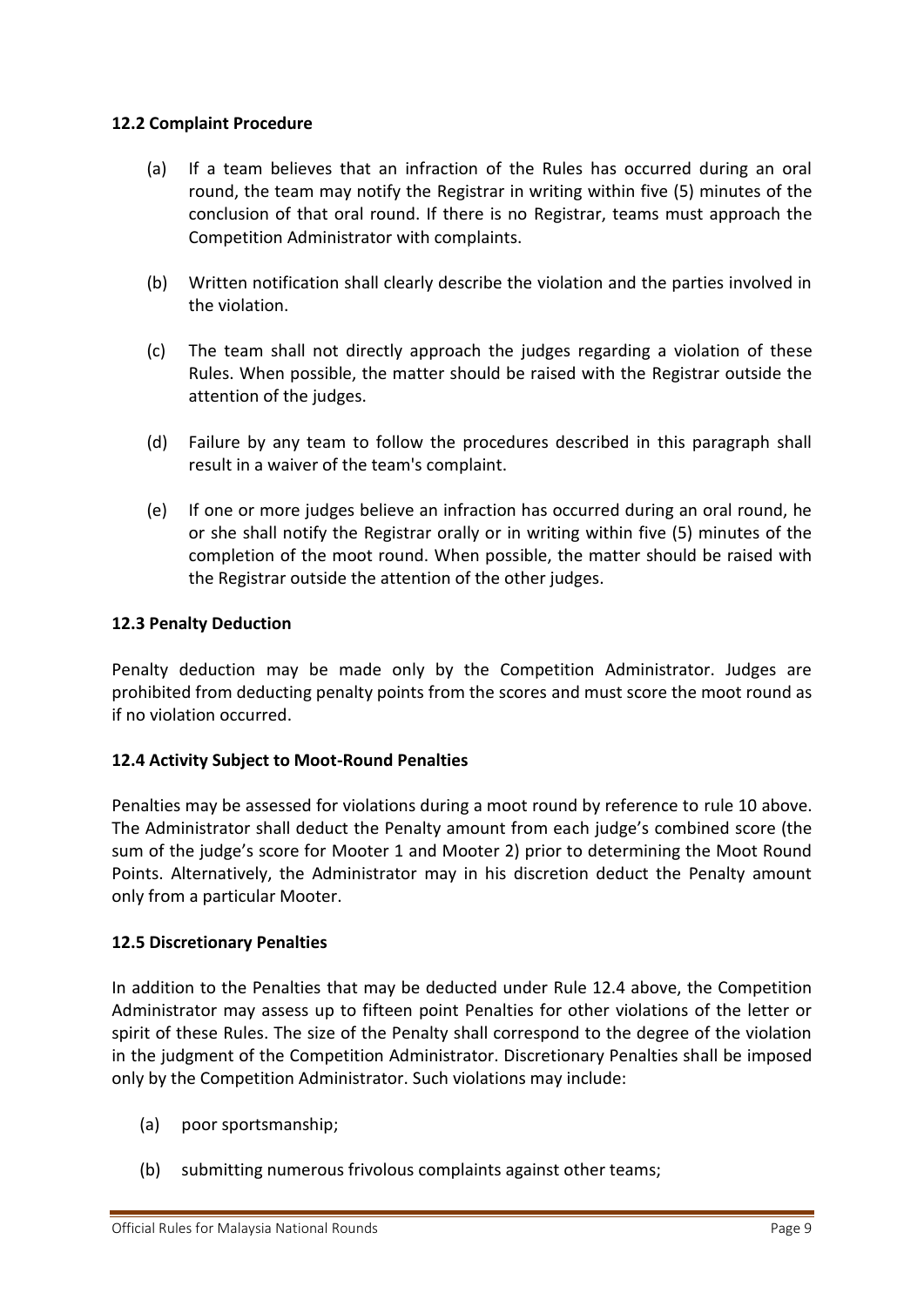### 12.2 Complaint Procedure

(a) If a team believes that an infraction of the Rules has occurred during an oral round, the team may notify the Registrar in writing within five (5) minutes of the conclusion of that oral round. If there is no Registrar, teams must approach the Competition Administrator with complaints.

(b) Written notification shall clearly describe the violation and the parties involved in the violation.

(c) The team shall not directly approach the judges regarding a violation of these Rules. When possible, the matter should be raised with the Registrar outside the attention of the judges.

(d) Failure by any team to follow the procedures described in this paragraph shall result in a waiver of the team's complaint.

(e) If one or more judges believe an infraction has occurred during an oral round, he or she shall notify the Registrar orally or in writing within five (5) minutes of the completion of the moot round. When possible, the matter should be raised with the Registrar outside the attention of the other judges.

### 12.3 Penalty Deduction

Penalty deduction may be made only by the Competition Administrator. Judges are prohibited from deducting penalty points from the scores and must score the moot round as if no violation occurred.

### 12.4 Activity Subject to Moot-Round Penalties

Penalties may be assessed for violations during a moot round by reference to rule 10 above. The Administrator shall deduct the Penalty amount from each judge's combined score (the sum of the judge's score for Mooter 1 and Mooter 2) prior to determining the Moot Round Points. Alternatively, the Administrator may in his discretion deduct the Penalty amount only from a particular Mooter.

### 12.5 Discretionary Penalties

In addition to the Penalties that may be deducted under Rule 12.4 above, the Competition Administrator may assess up to fifteen point Penalties for other violations of the letter or spirit of these Rules. The size of the Penalty shall correspond to the degree of the violation in the judgment of the Competition Administrator. Discretionary Penalties shall be imposed only by the Competition Administrator. Such violations may include:

(a) poor sportsmanship;

(b) submitting numerous frivolous complaints against other teams;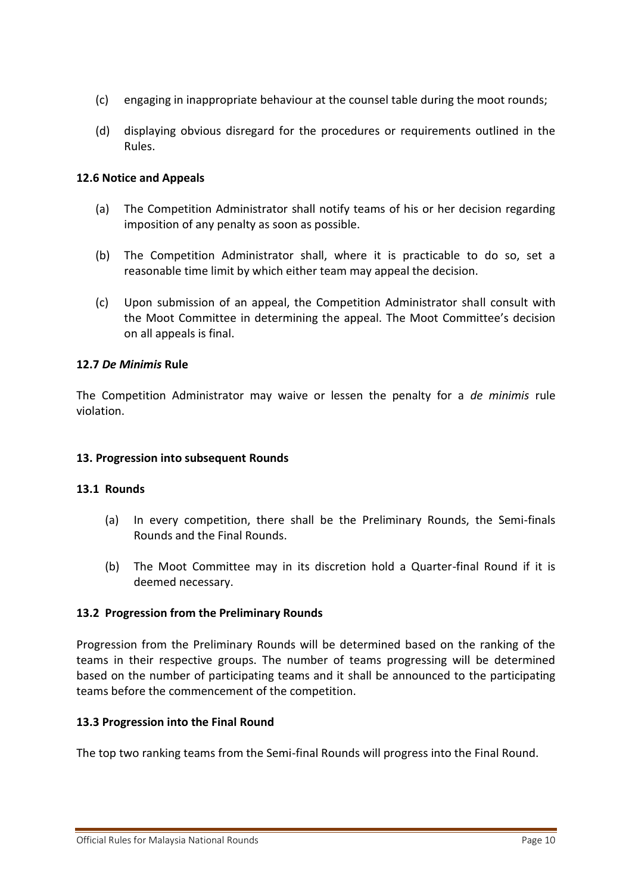(c) engaging in inappropriate behaviour at the counsel table during the moot rounds;

(d) displaying obvious disregard for the procedures or requirements outlined in the Rules.

**12.6 Notice and Appeals**

(a) The Competition Administrator shall notify teams of his or her decision regarding imposition of any penalty as soon as possible.

(b) The Competition Administrator shall, where it is practicable to do so, set a reasonable time limit by which either team may appeal the decision.

(c) Upon submission of an appeal, the Competition Administrator shall consult with the Moot Committee in determining the appeal. The Moot Committee's decision on all appeals is final.

**12.7 *De Minimis* Rule**

The Competition Administrator may waive or lessen the penalty for a *de minimis* rule violation.

**13. Progression into subsequent Rounds**

**13.1 Rounds**

(a) In every competition, there shall be the Preliminary Rounds, the Semi-finals Rounds and the Final Rounds.

(b) The Moot Committee may in its discretion hold a Quarter-final Round if it is deemed necessary.

**13.2 Progression from the Preliminary Rounds**

Progression from the Preliminary Rounds will be determined based on the ranking of the teams in their respective groups. The number of teams progressing will be determined based on the number of participating teams and it shall be announced to the participating teams before the commencement of the competition.

**13.3 Progression into the Final Round**

The top two ranking teams from the Semi-final Rounds will progress into the Final Round.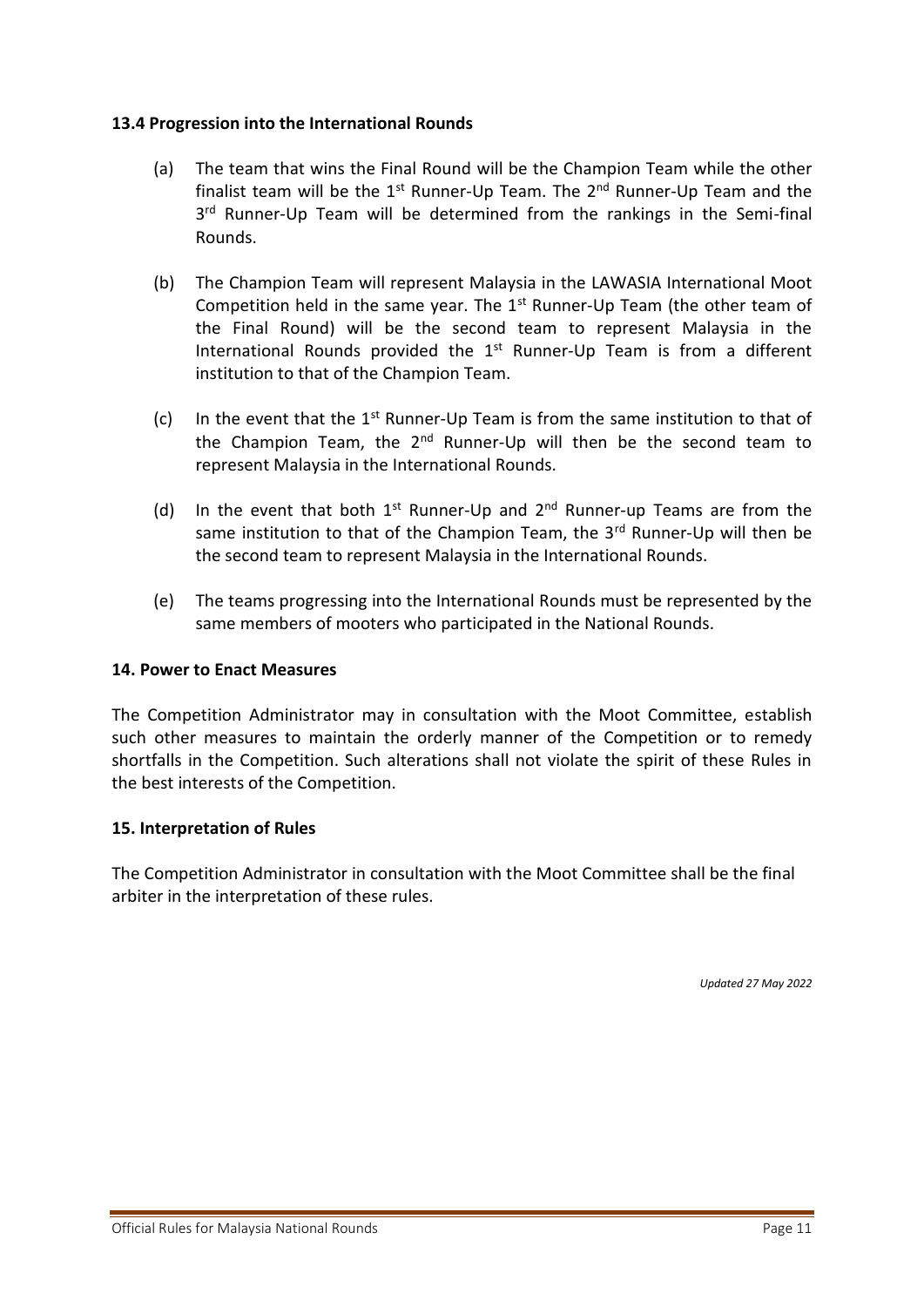### 13.4 Progression into the International Rounds

(a) The team that wins the Final Round will be the Champion Team while the other finalist team will be the 1st Runner-Up Team. The 2nd Runner-Up Team and the 3rd Runner-Up Team will be determined from the rankings in the Semi-final Rounds.

(b) The Champion Team will represent Malaysia in the LAWASIA International Moot Competition held in the same year. The 1st Runner-Up Team (the other team of the Final Round) will be the second team to represent Malaysia in the International Rounds provided the 1st Runner-Up Team is from a different institution to that of the Champion Team.

(c) In the event that the 1st Runner-Up Team is from the same institution to that of the Champion Team, the 2nd Runner-Up will then be the second team to represent Malaysia in the International Rounds.

(d) In the event that both 1st Runner-Up and 2nd Runner-up Teams are from the same institution to that of the Champion Team, the 3rd Runner-Up will then be the second team to represent Malaysia in the International Rounds.

(e) The teams progressing into the International Rounds must be represented by the same members of mooters who participated in the National Rounds.

### 14. Power to Enact Measures

The Competition Administrator may in consultation with the Moot Committee, establish such other measures to maintain the orderly manner of the Competition or to remedy shortfalls in the Competition. Such alterations shall not violate the spirit of these Rules in the best interests of the Competition.

### 15. Interpretation of Rules

The Competition Administrator in consultation with the Moot Committee shall be the final arbiter in the interpretation of these rules.

*Updated 27 May 2022*